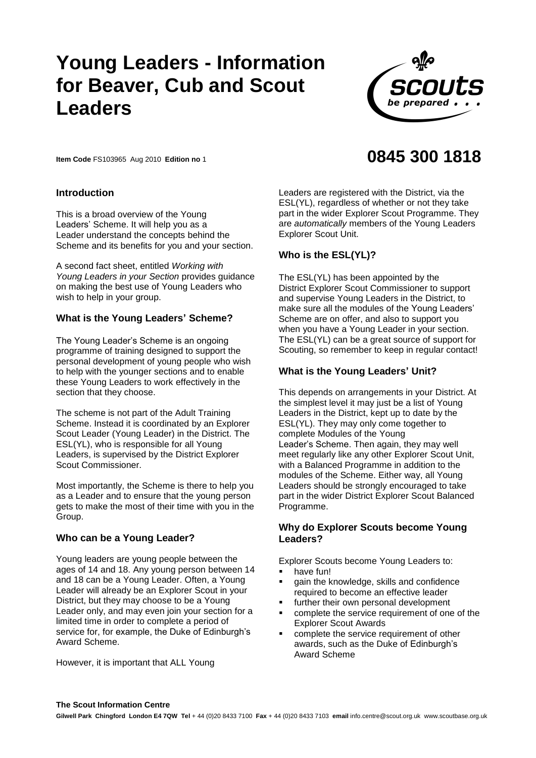# Young Leaders - Information for Beaver, Cub and Scout Leaders

**Item Code** FS103965 Aug 2010 **Edition no** 1

**0845 300 1818**

### Introduction

This is a broad overview of the Young Leaders' Scheme. It will help you as a Leader understand the concepts behind the Scheme and its benefits for you and your section.

A second fact sheet, entitled *Working with Young Leaders in your Section* provides guidance on making the best use of Young Leaders who wish to help in your group.

### What is the Young Leaders' Scheme?

The Young Leader's Scheme is an ongoing programme of training designed to support the personal development of young people who wish to help with the younger sections and to enable these Young Leaders to work effectively in the section that they choose.

The scheme is not part of the Adult Training Scheme. Instead it is coordinated by an Explorer Scout Leader (Young Leader) in the District. The ESL(YL), who is responsible for all Young Leaders, is supervised by the District Explorer Scout Commissioner.

Most importantly, the Scheme is there to help you as a Leader and to ensure that the young person gets to make the most of their time with you in the Group.

### Who can be a Young Leader?

Young leaders are young people between the ages of 14 and 18. Any young person between 14 and 18 can be a Young Leader. Often, a Young Leader will already be an Explorer Scout in your District, but they may choose to be a Young Leader only, and may even join your section for a limited time in order to complete a period of service for, for example, the Duke of Edinburgh's Award Scheme.

However, it is important that ALL Young Leaders are registered with the District, via the ESL(YL), regardless of whether or not they take part in the wider Explorer Scout Programme. They are *automatically* members of the Young Leaders Explorer Scout Unit.

### Who is the ESL(YL)?

The ESL(YL) has been appointed by the District Explorer Scout Commissioner to support and supervise Young Leaders in the District, to make sure all the modules of the Young Leaders' Scheme are on offer, and also to support you when you have a Young Leader in your section. The ESL(YL) can be a great source of support for Scouting, so remember to keep in regular contact!

### What is the Young Leaders' Unit?

This depends on arrangements in your District. At the simplest level it may just be a list of Young Leaders in the District, kept up to date by the ESL(YL). They may only come together to complete Modules of the Young Leader's Scheme. Then again, they may well meet regularly like any other Explorer Scout Unit, with a Balanced Programme in addition to the modules of the Scheme. Either way, all Young Leaders should be strongly encouraged to take part in the wider District Explorer Scout Balanced Programme.

### Why do Explorer Scouts become Young Leaders?

Explorer Scouts become Young Leaders to:

- have fun!
- gain the knowledge, skills and confidence required to become an effective leader
- further their own personal development
- complete the service requirement of one of the Explorer Scout Awards
- complete the service requirement of other awards, such as the Duke of Edinburgh's Award Scheme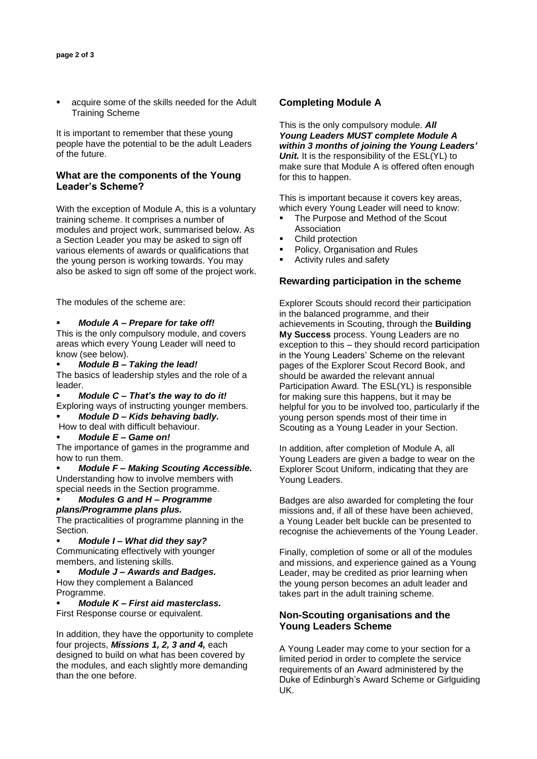- acquire some of the skills needed for the Adult Training Scheme

It is important to remember that these young people have the potential to be the adult Leaders of the future.

### What are the components of the Young Leader's Scheme?

With the exception of Module A, this is a voluntary training scheme. It comprises a number of modules and project work, summarised below. As a Section Leader you may be asked to sign off various elements of awards or qualifications that the young person is working towards. You may also be asked to sign off some of the project work.

The modules of the scheme are:

- ***Module A – Prepare for take off!***
This is the only compulsory module, and covers areas which every Young Leader will need to know (see below).
- ***Module B – Taking the lead!***
The basics of leadership styles and the role of a leader.
- ***Module C – That's the way to do it!***
Exploring ways of instructing younger members.
- ***Module D – Kids behaving badly.***
How to deal with difficult behaviour.
- ***Module E – Game on!***
The importance of games in the programme and how to run them.
- ***Module F – Making Scouting Accessible.***
Understanding how to involve members with special needs in the Section programme.
- ***Modules G and H – Programme plans/Programme plans plus.***
The practicalities of programme planning in the Section.
- ***Module I – What did they say?***
Communicating effectively with younger members, and listening skills.
- ***Module J – Awards and Badges.***
How they complement a Balanced Programme.
- ***Module K – First aid masterclass.***
First Response course or equivalent.

In addition, they have the opportunity to complete four projects, ***Missions 1, 2, 3 and 4,*** each designed to build on what has been covered by the modules, and each slightly more demanding than the one before.

### Completing Module A

This is the only compulsory module. ***All Young Leaders MUST complete Module A within 3 months of joining the Young Leaders' Unit.*** It is the responsibility of the ESL(YL) to make sure that Module A is offered often enough for this to happen.

This is important because it covers key areas, which every Young Leader will need to know:

- The Purpose and Method of the Scout Association
- Child protection
- Policy, Organisation and Rules
- Activity rules and safety

### Rewarding participation in the scheme

Explorer Scouts should record their participation in the balanced programme, and their achievements in Scouting, through the **Building My Success** process. Young Leaders are no exception to this – they should record participation in the Young Leaders' Scheme on the relevant pages of the Explorer Scout Record Book, and should be awarded the relevant annual Participation Award. The ESL(YL) is responsible for making sure this happens, but it may be helpful for you to be involved too, particularly if the young person spends most of their time in Scouting as a Young Leader in your Section.

In addition, after completion of Module A, all Young Leaders are given a badge to wear on the Explorer Scout Uniform, indicating that they are Young Leaders.

Badges are also awarded for completing the four missions and, if all of these have been achieved, a Young Leader belt buckle can be presented to recognise the achievements of the Young Leader.

Finally, completion of some or all of the modules and missions, and experience gained as a Young Leader, may be credited as prior learning when the young person becomes an adult leader and takes part in the adult training scheme.

### Non-Scouting organisations and the Young Leaders Scheme

A Young Leader may come to your section for a limited period in order to complete the service requirements of an Award administered by the Duke of Edinburgh's Award Scheme or Girlguiding UK.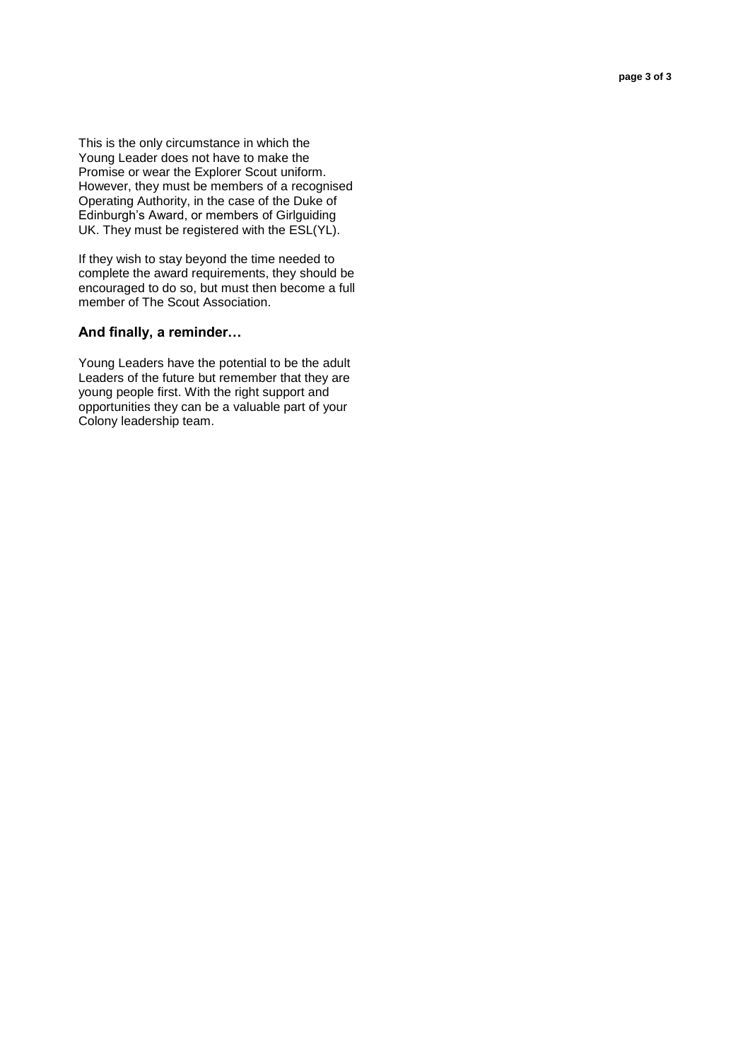This is the only circumstance in which the Young Leader does not have to make the Promise or wear the Explorer Scout uniform. However, they must be members of a recognised Operating Authority, in the case of the Duke of Edinburgh's Award, or members of Girlguiding UK. They must be registered with the ESL(YL).

If they wish to stay beyond the time needed to complete the award requirements, they should be encouraged to do so, but must then become a full member of The Scout Association.

### And finally, a reminder…

Young Leaders have the potential to be the adult Leaders of the future but remember that they are young people first. With the right support and opportunities they can be a valuable part of your Colony leadership team.